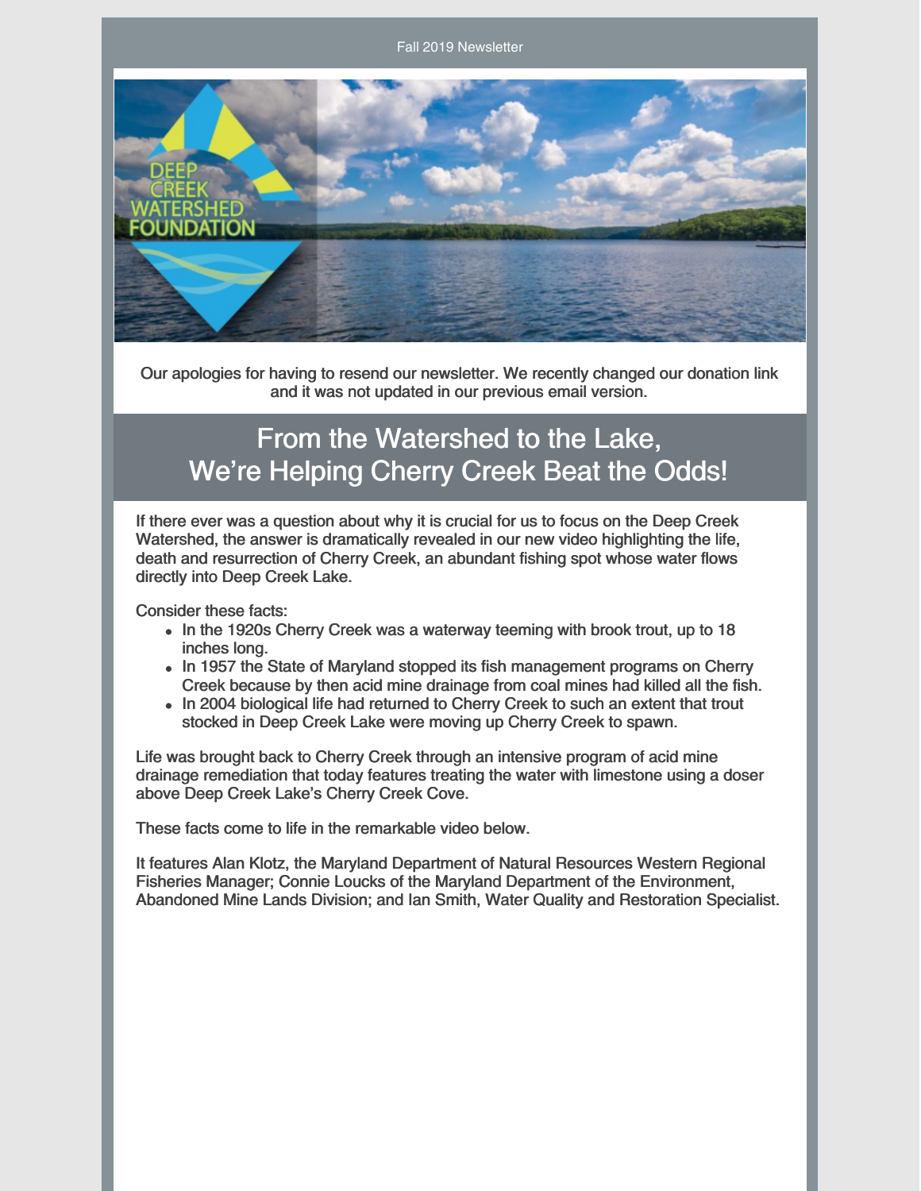Fall 2019 Newsletter

Our apologies for having to resend our newsletter. We recently changed our donation link and it was not updated in our previous email version.

# From the Watershed to the Lake, We're Helping Cherry Creek Beat the Odds!

If there ever was a question about why it is crucial for us to focus on the Deep Creek Watershed, the answer is dramatically revealed in our new video highlighting the life, death and resurrection of Cherry Creek, an abundant fishing spot whose water flows directly into Deep Creek Lake.

Consider these facts:

- In the 1920s Cherry Creek was a waterway teeming with brook trout, up to 18 inches long.
- In 1957 the State of Maryland stopped its fish management programs on Cherry Creek because by then acid mine drainage from coal mines had killed all the fish.
- In 2004 biological life had returned to Cherry Creek to such an extent that trout stocked in Deep Creek Lake were moving up Cherry Creek to spawn.

Life was brought back to Cherry Creek through an intensive program of acid mine drainage remediation that today features treating the water with limestone using a doser above Deep Creek Lake's Cherry Creek Cove.

These facts come to life in the remarkable video below.

It features Alan Klotz, the Maryland Department of Natural Resources Western Regional Fisheries Manager; Connie Loucks of the Maryland Department of the Environment, Abandoned Mine Lands Division; and Ian Smith, Water Quality and Restoration Specialist.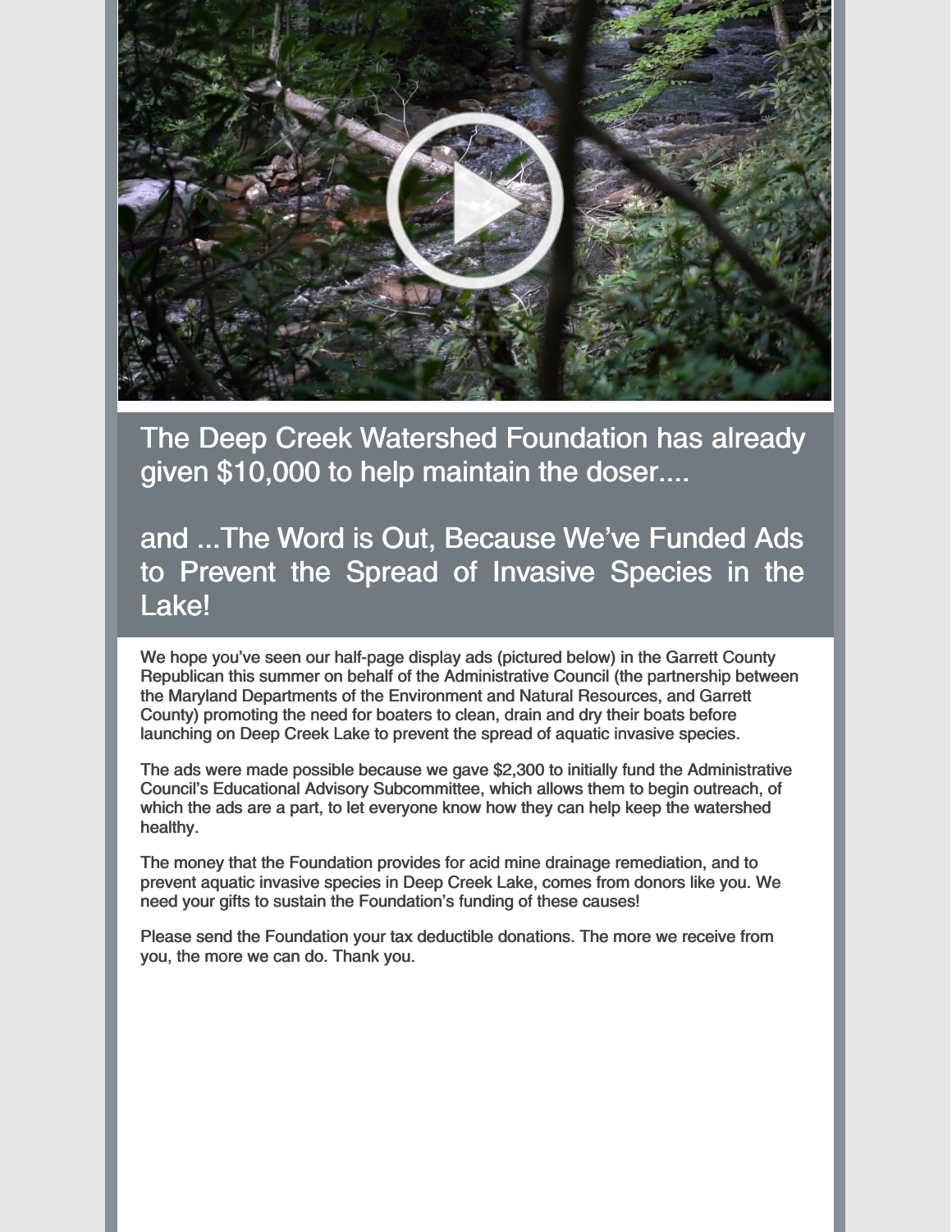## The Deep Creek Watershed Foundation has already given $10,000 to help maintain the doser....

## and ...The Word is Out, Because We've Funded Ads to Prevent the Spread of Invasive Species in the Lake!

We hope you've seen our half-page display ads (pictured below) in the Garrett County Republican this summer on behalf of the Administrative Council (the partnership between the Maryland Departments of the Environment and Natural Resources, and Garrett County) promoting the need for boaters to clean, drain and dry their boats before launching on Deep Creek Lake to prevent the spread of aquatic invasive species.

The ads were made possible because we gave $2,300 to initially fund the Administrative Council's Educational Advisory Subcommittee, which allows them to begin outreach, of which the ads are a part, to let everyone know how they can help keep the watershed healthy.

The money that the Foundation provides for acid mine drainage remediation, and to prevent aquatic invasive species in Deep Creek Lake, comes from donors like you. We need your gifts to sustain the Foundation's funding of these causes!

Please send the Foundation your tax deductible donations. The more we receive from you, the more we can do. Thank you.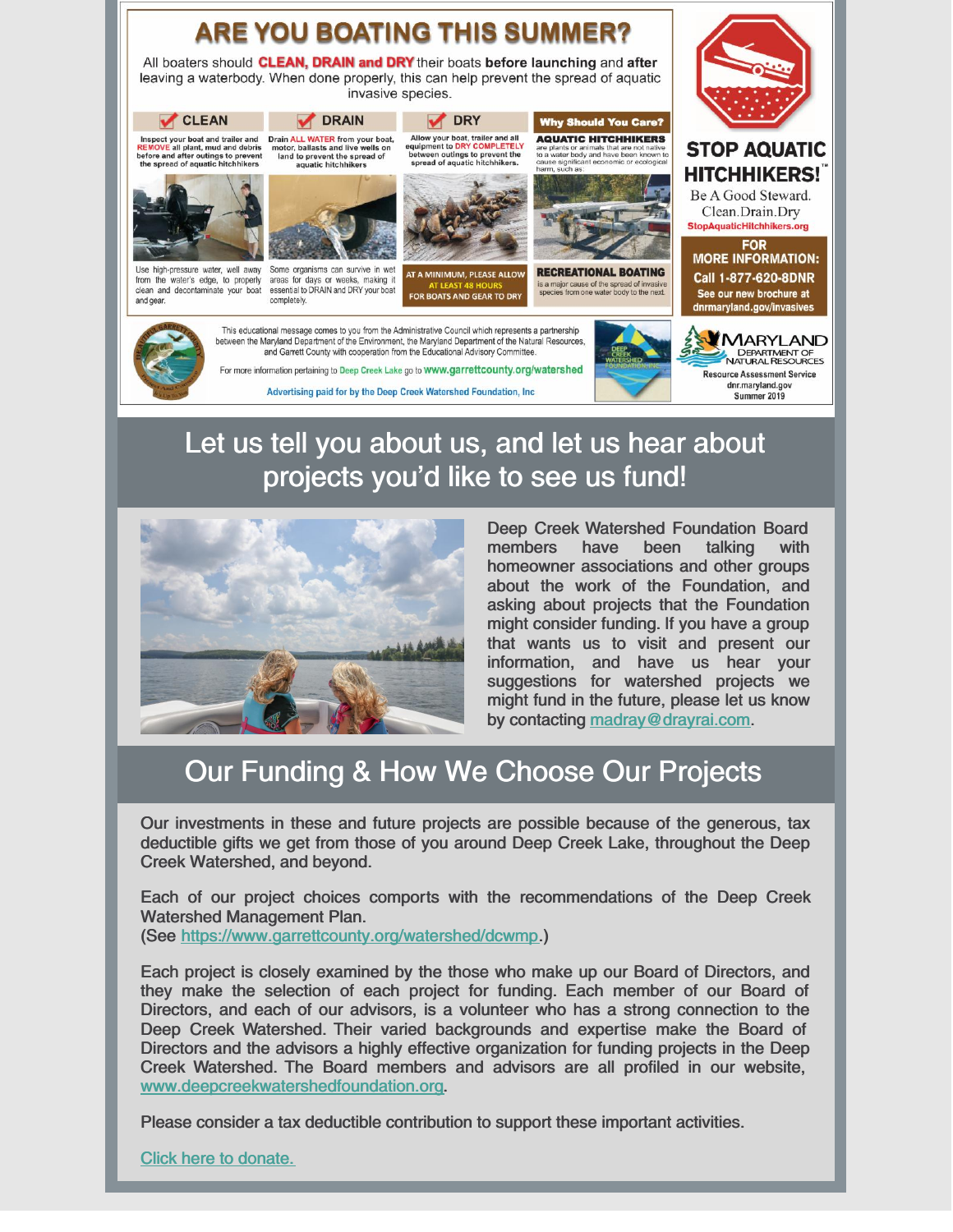# ARE YOU BOATING THIS SUMMER?

All boaters should **CLEAN, DRAIN and DRY** their boats **before launching** and **after** leaving a waterbody. When done properly, this can help prevent the spread of aquatic invasive species.

**CLEAN**

Inspect your boat and trailer and REMOVE all plant, mud and debris before and after outings to prevent the spread of aquatic hitchhikers

Use high-pressure water, well away from the water's edge, to properly clean and decontaminate your boat and gear.

**DRAIN**

Drain ALL WATER from your boat, motor, ballasts and live wells on land to prevent the spread of aquatic hitchhikers

Some organisms can survive in wet areas for days or weeks, making it essential to DRAIN and DRY your boat completely.

**DRY**

Allow your boat, trailer and all equipment to DRY COMPLETELY between outings to prevent the spread of aquatic hitchhikers.

AT A MINIMUM, PLEASE ALLOW AT LEAST 48 HOURS FOR BOATS AND GEAR TO DRY

**Why Should You Care?**

**AQUATIC HITCHHIKERS** are plants or animals that are not native to a water body and have been known to cause significant economic or ecological harm, such as:

**RECREATIONAL BOATING** is a major cause of the spread of invasive species from one water body to the next.

**STOP AQUATIC HITCHHIKERS!™**

Be A Good Steward. Clean.Drain.Dry

StopAquaticHitchhikers.org

**FOR MORE INFORMATION:**
**Call 1-877-620-8DNR**
See our new brochure at dnrmaryland.gov/invasives

This educational message comes to you from the Administrative Council which represents a partnership between the Maryland Department of the Environment, the Maryland Department of the Natural Resources, and Garrett County with cooperation from the Educational Advisory Committee.

For more information pertaining to Deep Creek Lake go to www.garrettcounty.org/watershed

Advertising paid for by the Deep Creek Watershed Foundation, Inc

MARYLAND DEPARTMENT OF NATURAL RESOURCES
Resource Assessment Service
dnr.maryland.gov
Summer 2019

## Let us tell you about us, and let us hear about projects you'd like to see us fund!

Deep Creek Watershed Foundation Board members have been talking with homeowner associations and other groups about the work of the Foundation, and asking about projects that the Foundation might consider funding. If you have a group that wants us to visit and present our information, and have us hear your suggestions for watershed projects we might fund in the future, please let us know by contacting madray@drayrai.com.

## Our Funding & How We Choose Our Projects

Our investments in these and future projects are possible because of the generous, tax deductible gifts we get from those of you around Deep Creek Lake, throughout the Deep Creek Watershed, and beyond.

Each of our project choices comports with the recommendations of the Deep Creek Watershed Management Plan.
(See https://www.garrettcounty.org/watershed/dcwmp.)

Each project is closely examined by the those who make up our Board of Directors, and they make the selection of each project for funding. Each member of our Board of Directors, and each of our advisors, is a volunteer who has a strong connection to the Deep Creek Watershed. Their varied backgrounds and expertise make the Board of Directors and the advisors a highly effective organization for funding projects in the Deep Creek Watershed. The Board members and advisors are all profiled in our website, www.deepcreekwatershedfoundation.org.

Please consider a tax deductible contribution to support these important activities.

Click here to donate.